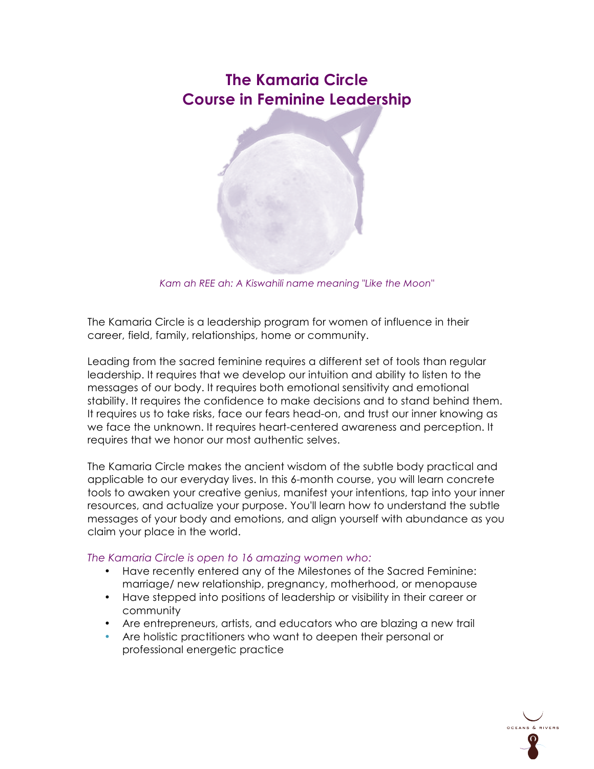# The Kamaria Circle
# Course in Feminine Leadership

*Kam ah REE ah: A Kiswahili name meaning "Like the Moon"*

The Kamaria Circle is a leadership program for women of influence in their career, field, family, relationships, home or community.

Leading from the sacred feminine requires a different set of tools than regular leadership. It requires that we develop our intuition and ability to listen to the messages of our body. It requires both emotional sensitivity and emotional stability. It requires the confidence to make decisions and to stand behind them. It requires us to take risks, face our fears head-on, and trust our inner knowing as we face the unknown. It requires heart-centered awareness and perception. It requires that we honor our most authentic selves.

The Kamaria Circle makes the ancient wisdom of the subtle body practical and applicable to our everyday lives. In this 6-month course, you will learn concrete tools to awaken your creative genius, manifest your intentions, tap into your inner resources, and actualize your purpose. You'll learn how to understand the subtle messages of your body and emotions, and align yourself with abundance as you claim your place in the world.

*The Kamaria Circle is open to 16 amazing women who:*

- Have recently entered any of the Milestones of the Sacred Feminine: marriage/ new relationship, pregnancy, motherhood, or menopause
- Have stepped into positions of leadership or visibility in their career or community
- Are entrepreneurs, artists, and educators who are blazing a new trail
- Are holistic practitioners who want to deepen their personal or professional energetic practice

OCEANS & RIVERS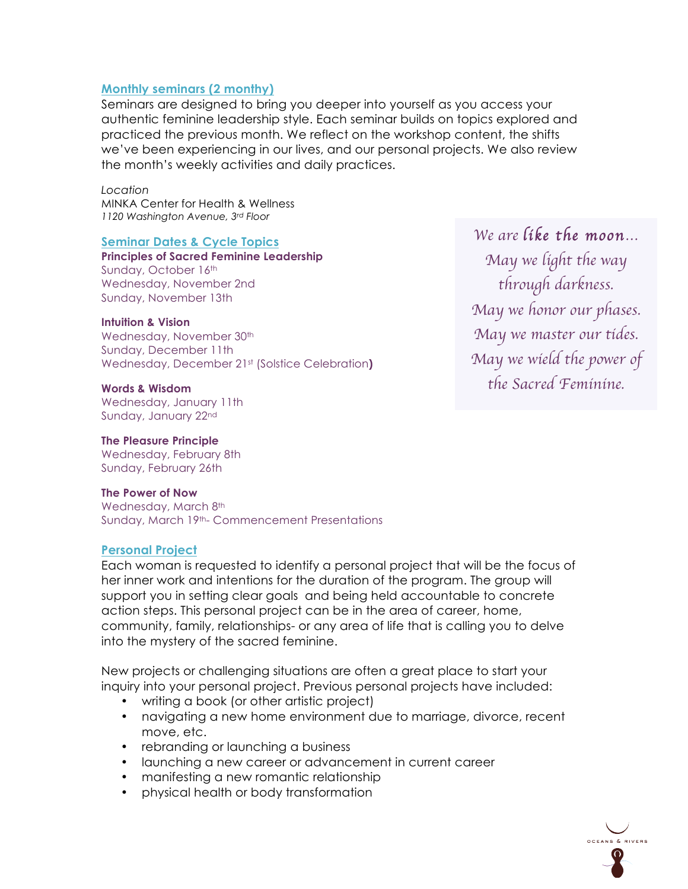## Monthly seminars (2 monthy)

Seminars are designed to bring you deeper into yourself as you access your authentic feminine leadership style. Each seminar builds on topics explored and practiced the previous month. We reflect on the workshop content, the shifts we've been experiencing in our lives, and our personal projects. We also review the month's weekly activities and daily practices.

*Location*
MINKA Center for Health & Wellness
*1120 Washington Avenue, 3rd Floor*

## Seminar Dates & Cycle Topics

**Principles of Sacred Feminine Leadership**
Sunday, October 16th
Wednesday, November 2nd
Sunday, November 13th

**Intuition & Vision**
Wednesday, November 30th
Sunday, December 11th
Wednesday, December 21st (Solstice Celebration**)**

**Words & Wisdom**
Wednesday, January 11th
Sunday, January 22nd

**The Pleasure Principle**
Wednesday, February 8th
Sunday, February 26th

**The Power of Now**
Wednesday, March 8th
Sunday, March 19th- Commencement Presentations

*We are like the moon…*
*May we light the way through darkness.*
*May we honor our phases.*
*May we master our tides.*
*May we wield the power of the Sacred Feminine.*

## Personal Project

Each woman is requested to identify a personal project that will be the focus of her inner work and intentions for the duration of the program. The group will support you in setting clear goals and being held accountable to concrete action steps. This personal project can be in the area of career, home, community, family, relationships- or any area of life that is calling you to delve into the mystery of the sacred feminine.

New projects or challenging situations are often a great place to start your inquiry into your personal project. Previous personal projects have included:

- writing a book (or other artistic project)
- navigating a new home environment due to marriage, divorce, recent move, etc.
- rebranding or launching a business
- launching a new career or advancement in current career
- manifesting a new romantic relationship
- physical health or body transformation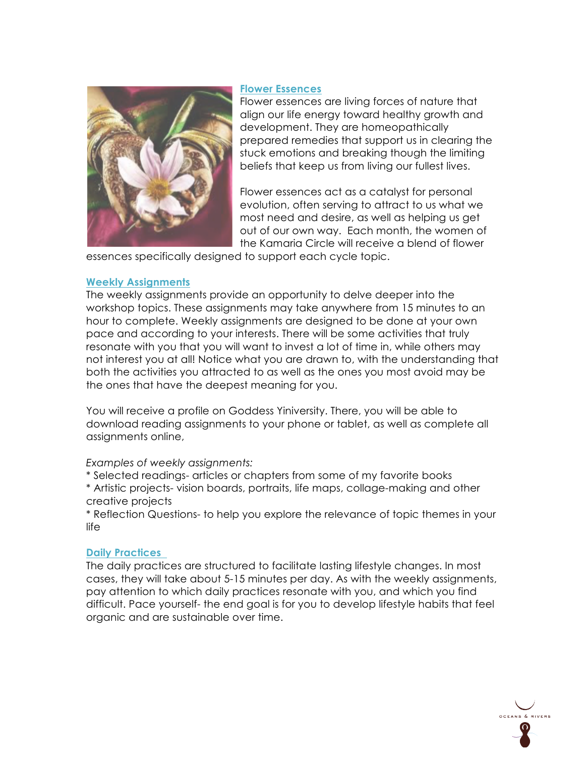## Flower Essences

Flower essences are living forces of nature that align our life energy toward healthy growth and development. They are homeopathically prepared remedies that support us in clearing the stuck emotions and breaking though the limiting beliefs that keep us from living our fullest lives.

Flower essences act as a catalyst for personal evolution, often serving to attract to us what we most need and desire, as well as helping us get out of our own way. Each month, the women of the Kamaria Circle will receive a blend of flower essences specifically designed to support each cycle topic.

## Weekly Assignments

The weekly assignments provide an opportunity to delve deeper into the workshop topics. These assignments may take anywhere from 15 minutes to an hour to complete. Weekly assignments are designed to be done at your own pace and according to your interests. There will be some activities that truly resonate with you that you will want to invest a lot of time in, while others may not interest you at all! Notice what you are drawn to, with the understanding that both the activities you attracted to as well as the ones you most avoid may be the ones that have the deepest meaning for you.

You will receive a profile on Goddess Yiniversity. There, you will be able to download reading assignments to your phone or tablet, as well as complete all assignments online,

*Examples of weekly assignments:*

* Selected readings- articles or chapters from some of my favorite books
* Artistic projects- vision boards, portraits, life maps, collage-making and other creative projects
* Reflection Questions- to help you explore the relevance of topic themes in your life

## Daily Practices

The daily practices are structured to facilitate lasting lifestyle changes. In most cases, they will take about 5-15 minutes per day. As with the weekly assignments, pay attention to which daily practices resonate with you, and which you find difficult. Pace yourself- the end goal is for you to develop lifestyle habits that feel organic and are sustainable over time.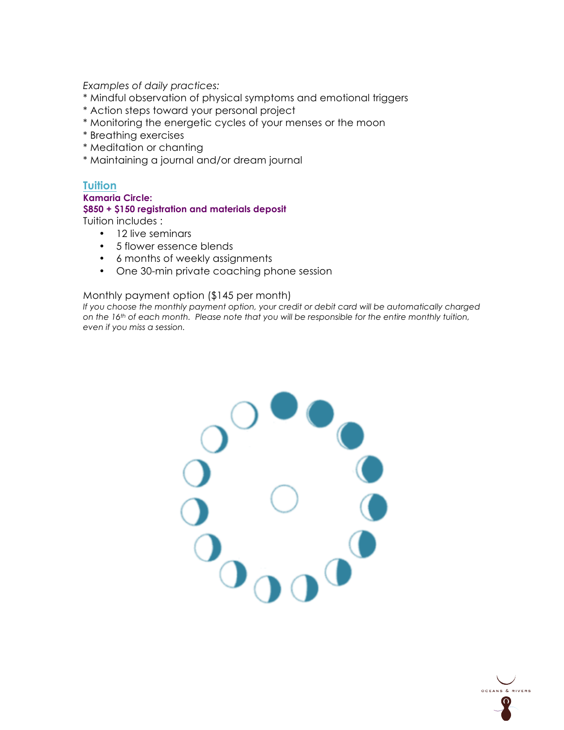*Examples of daily practices:*

* Mindful observation of physical symptoms and emotional triggers
* Action steps toward your personal project
* Monitoring the energetic cycles of your menses or the moon
* Breathing exercises
* Meditation or chanting
* Maintaining a journal and/or dream journal

## Tuition

**Kamaria Circle:**
**$850 + $150 registration and materials deposit**

Tuition includes :

- 12 live seminars
- 5 flower essence blends
- 6 months of weekly assignments
- One 30-min private coaching phone session

Monthly payment option ($145 per month)

*If you choose the monthly payment option, your credit or debit card will be automatically charged on the 16th of each month. Please note that you will be responsible for the entire monthly tuition, even if you miss a session.*